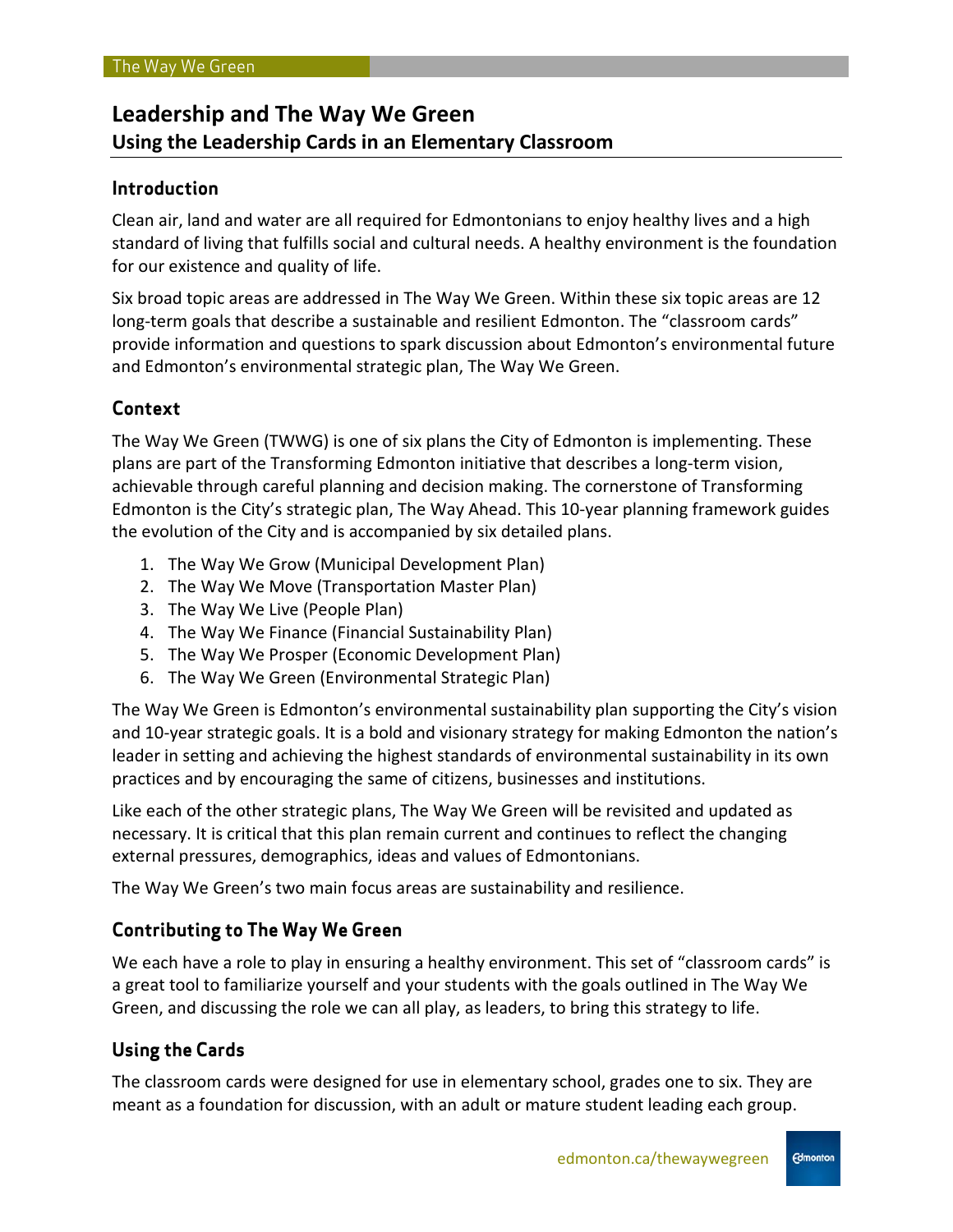# Leadership and The Way We Green

## Using the Leadership Cards in an Elementary Classroom

### Introduction

Clean air, land and water are all required for Edmontonians to enjoy healthy lives and a high standard of living that fulfills social and cultural needs. A healthy environment is the foundation for our existence and quality of life.

Six broad topic areas are addressed in The Way We Green. Within these six topic areas are 12 long-term goals that describe a sustainable and resilient Edmonton. The "classroom cards" provide information and questions to spark discussion about Edmonton's environmental future and Edmonton's environmental strategic plan, The Way We Green.

### Context

The Way We Green (TWWG) is one of six plans the City of Edmonton is implementing. These plans are part of the Transforming Edmonton initiative that describes a long-term vision, achievable through careful planning and decision making. The cornerstone of Transforming Edmonton is the City's strategic plan, The Way Ahead. This 10-year planning framework guides the evolution of the City and is accompanied by six detailed plans.

1. The Way We Grow (Municipal Development Plan)
2. The Way We Move (Transportation Master Plan)
3. The Way We Live (People Plan)
4. The Way We Finance (Financial Sustainability Plan)
5. The Way We Prosper (Economic Development Plan)
6. The Way We Green (Environmental Strategic Plan)

The Way We Green is Edmonton's environmental sustainability plan supporting the City's vision and 10-year strategic goals. It is a bold and visionary strategy for making Edmonton the nation's leader in setting and achieving the highest standards of environmental sustainability in its own practices and by encouraging the same of citizens, businesses and institutions.

Like each of the other strategic plans, The Way We Green will be revisited and updated as necessary. It is critical that this plan remain current and continues to reflect the changing external pressures, demographics, ideas and values of Edmontonians.

The Way We Green's two main focus areas are sustainability and resilience.

### Contributing to The Way We Green

We each have a role to play in ensuring a healthy environment. This set of "classroom cards" is a great tool to familiarize yourself and your students with the goals outlined in The Way We Green, and discussing the role we can all play, as leaders, to bring this strategy to life.

### Using the Cards

The classroom cards were designed for use in elementary school, grades one to six. They are meant as a foundation for discussion, with an adult or mature student leading each group.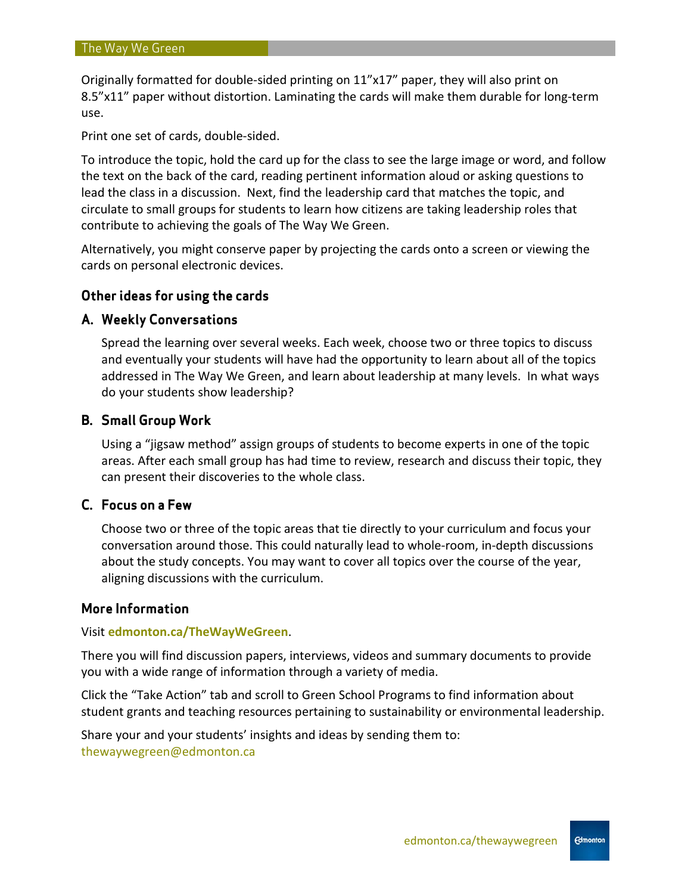Originally formatted for double-sided printing on 11"x17" paper, they will also print on 8.5"x11" paper without distortion. Laminating the cards will make them durable for long-term use.

Print one set of cards, double-sided.

To introduce the topic, hold the card up for the class to see the large image or word, and follow the text on the back of the card, reading pertinent information aloud or asking questions to lead the class in a discussion. Next, find the leadership card that matches the topic, and circulate to small groups for students to learn how citizens are taking leadership roles that contribute to achieving the goals of The Way We Green.

Alternatively, you might conserve paper by projecting the cards onto a screen or viewing the cards on personal electronic devices.

## Other ideas for using the cards

### A. Weekly Conversations

Spread the learning over several weeks. Each week, choose two or three topics to discuss and eventually your students will have had the opportunity to learn about all of the topics addressed in The Way We Green, and learn about leadership at many levels. In what ways do your students show leadership?

### B. Small Group Work

Using a "jigsaw method" assign groups of students to become experts in one of the topic areas. After each small group has had time to review, research and discuss their topic, they can present their discoveries to the whole class.

### C. Focus on a Few

Choose two or three of the topic areas that tie directly to your curriculum and focus your conversation around those. This could naturally lead to whole-room, in-depth discussions about the study concepts. You may want to cover all topics over the course of the year, aligning discussions with the curriculum.

## More Information

Visit **edmonton.ca/TheWayWeGreen**.

There you will find discussion papers, interviews, videos and summary documents to provide you with a wide range of information through a variety of media.

Click the "Take Action" tab and scroll to Green School Programs to find information about student grants and teaching resources pertaining to sustainability or environmental leadership.

Share your and your students' insights and ideas by sending them to:
thewaywegreen@edmonton.ca